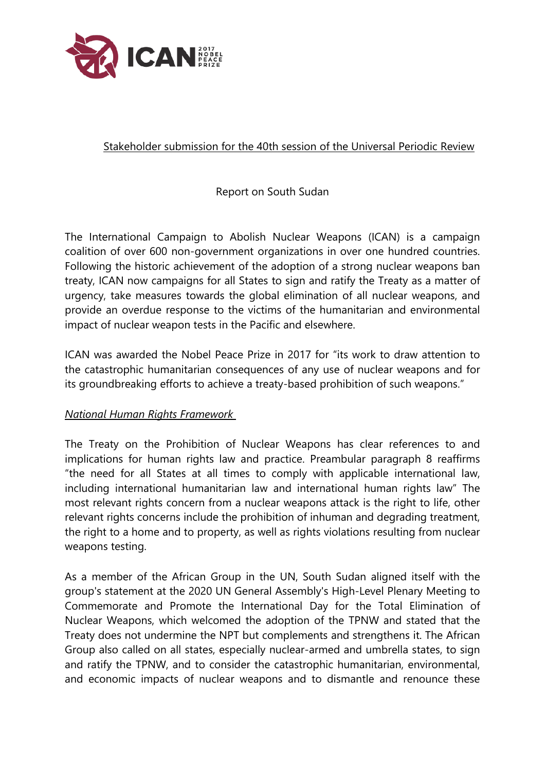Stakeholder submission for the 40th session of the Universal Periodic Review

Report on South Sudan

The International Campaign to Abolish Nuclear Weapons (ICAN) is a campaign coalition of over 600 non-government organizations in over one hundred countries. Following the historic achievement of the adoption of a strong nuclear weapons ban treaty, ICAN now campaigns for all States to sign and ratify the Treaty as a matter of urgency, take measures towards the global elimination of all nuclear weapons, and provide an overdue response to the victims of the humanitarian and environmental impact of nuclear weapon tests in the Pacific and elsewhere.

ICAN was awarded the Nobel Peace Prize in 2017 for "its work to draw attention to the catastrophic humanitarian consequences of any use of nuclear weapons and for its groundbreaking efforts to achieve a treaty-based prohibition of such weapons."

## *National Human Rights Framework*

The Treaty on the Prohibition of Nuclear Weapons has clear references to and implications for human rights law and practice. Preambular paragraph 8 reaffirms "the need for all States at all times to comply with applicable international law, including international humanitarian law and international human rights law" The most relevant rights concern from a nuclear weapons attack is the right to life, other relevant rights concerns include the prohibition of inhuman and degrading treatment, the right to a home and to property, as well as rights violations resulting from nuclear weapons testing.

As a member of the African Group in the UN, South Sudan aligned itself with the group's statement at the 2020 UN General Assembly's High-Level Plenary Meeting to Commemorate and Promote the International Day for the Total Elimination of Nuclear Weapons, which welcomed the adoption of the TPNW and stated that the Treaty does not undermine the NPT but complements and strengthens it. The African Group also called on all states, especially nuclear-armed and umbrella states, to sign and ratify the TPNW, and to consider the catastrophic humanitarian, environmental, and economic impacts of nuclear weapons and to dismantle and renounce these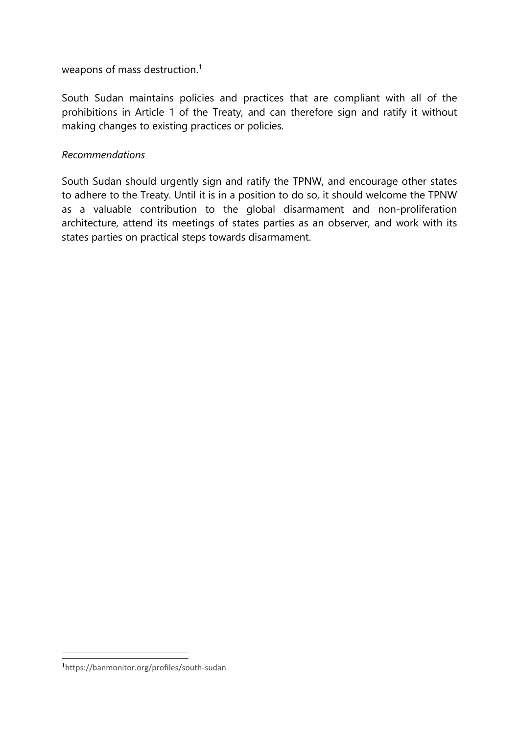weapons of mass destruction.[1]

South Sudan maintains policies and practices that are compliant with all of the prohibitions in Article 1 of the Treaty, and can therefore sign and ratify it without making changes to existing practices or policies.

*Recommendations*

South Sudan should urgently sign and ratify the TPNW, and encourage other states to adhere to the Treaty. Until it is in a position to do so, it should welcome the TPNW as a valuable contribution to the global disarmament and non-proliferation architecture, attend its meetings of states parties as an observer, and work with its states parties on practical steps towards disarmament.

---

[1] https://banmonitor.org/profiles/south-sudan